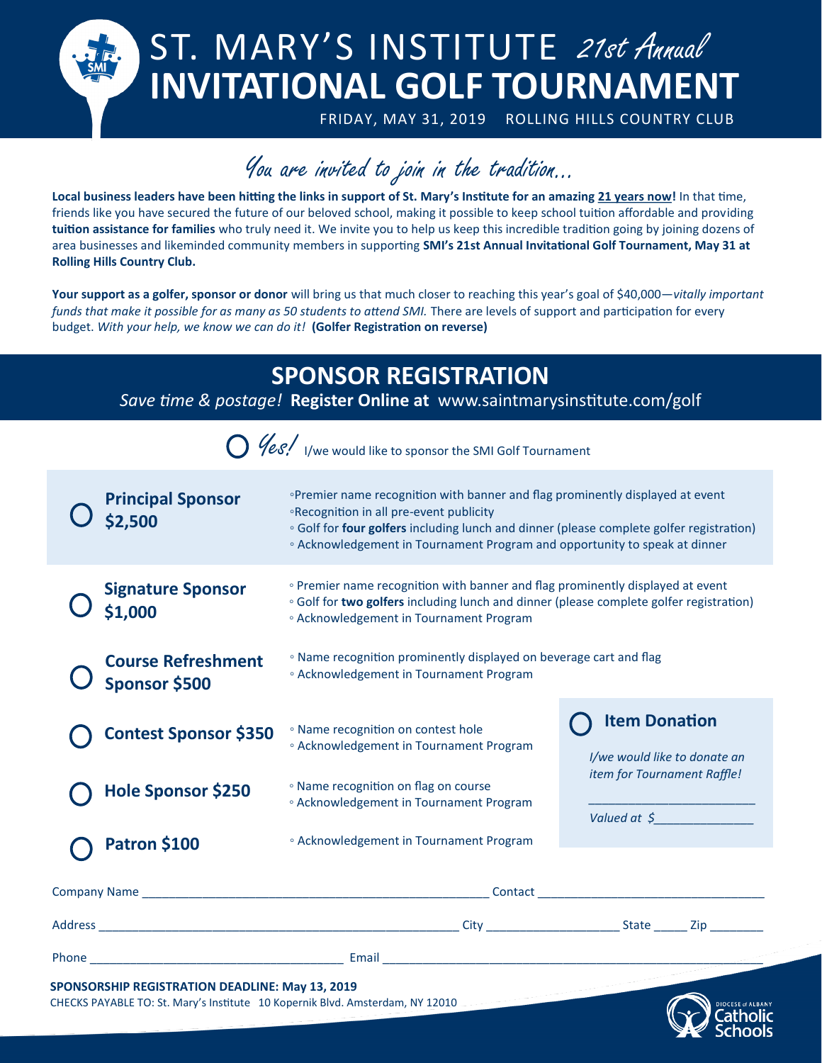# ST. MARY'S INSTITUTE *21st Annual*
# INVITATIONAL GOLF TOURNAMENT

FRIDAY, MAY 31, 2019 ROLLING HILLS COUNTRY CLUB

## *You are invited to join in the tradition...*

**Local business leaders have been hitting the links in support of St. Mary's Institute for an amazing 21 years now!** In that time, friends like you have secured the future of our beloved school, making it possible to keep school tuition affordable and providing **tuition assistance for families** who truly need it. We invite you to help us keep this incredible tradition going by joining dozens of area businesses and likeminded community members in supporting **SMI's 21st Annual Invitational Golf Tournament, May 31 at Rolling Hills Country Club.**

**Your support as a golfer, sponsor or donor** will bring us that much closer to reaching this year's goal of $40,000—*vitally important funds that make it possible for as many as 50 students to attend SMI.* There are levels of support and participation for every budget. *With your help, we know we can do it!* **(Golfer Registration on reverse)**

## SPONSOR REGISTRATION

*Save time & postage!* **Register Online at** www.saintmarysinstitute.com/golf

○ *Yes!* I/we would like to sponsor the SMI Golf Tournament

○ **Principal Sponsor $2,500**
- Premier name recognition with banner and flag prominently displayed at event
- Recognition in all pre-event publicity
- Golf for **four golfers** including lunch and dinner (please complete golfer registration)
- Acknowledgement in Tournament Program and opportunity to speak at dinner

○ **Signature Sponsor $1,000**
- Premier name recognition with banner and flag prominently displayed at event
- Golf for **two golfers** including lunch and dinner (please complete golfer registration)
- Acknowledgement in Tournament Program

○ **Course Refreshment Sponsor $500**
- Name recognition prominently displayed on beverage cart and flag
- Acknowledgement in Tournament Program

○ **Contest Sponsor $350**
- Name recognition on contest hole
- Acknowledgement in Tournament Program

○ **Hole Sponsor $250**
- Name recognition on flag on course
- Acknowledgement in Tournament Program

○ **Patron $100**
- Acknowledgement in Tournament Program

○ **Item Donation**

*I/we would like to donate an item for Tournament Raffle!*

_______________________

*Valued at $*______________

Company Name ______________________________ Contact ______________________________

Address ______________________________ City ____________ State _____ Zip ________

Phone ______________________________ Email ______________________________

**SPONSORSHIP REGISTRATION DEADLINE: May 13, 2019**

CHECKS PAYABLE TO: St. Mary's Institute 10 Kopernik Blvd. Amsterdam, NY 12010

DIOCESE of ALBANY Catholic Schools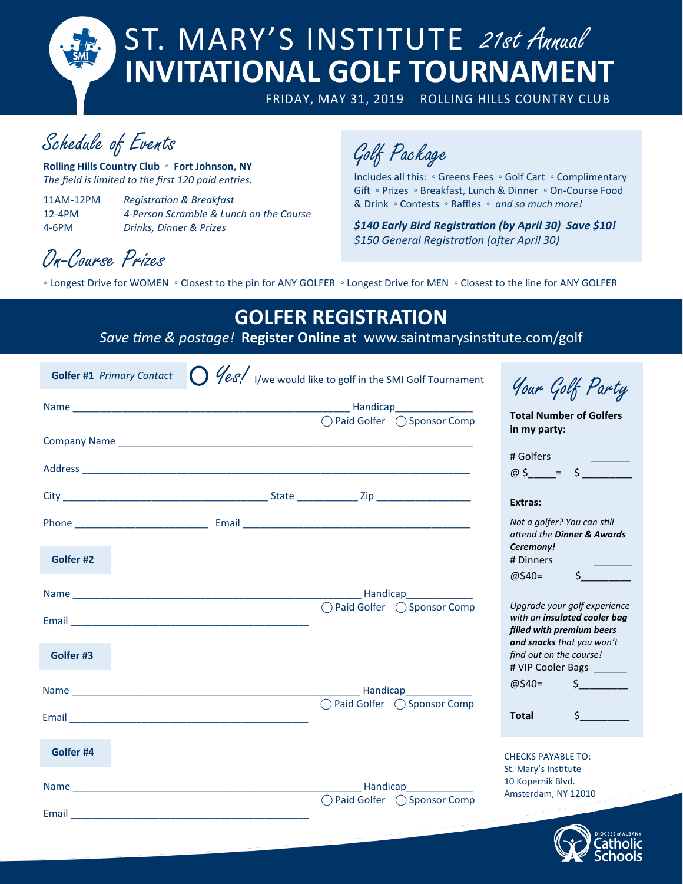# ST. MARY'S INSTITUTE *21st Annual*
# INVITATIONAL GOLF TOURNAMENT

FRIDAY, MAY 31, 2019 ROLLING HILLS COUNTRY CLUB

## Schedule of Events

**Rolling Hills Country Club ◦ Fort Johnson, NY**
*The field is limited to the first 120 paid entries.*

| | |
|---|---|
| 11AM-12PM | *Registration & Breakfast* |
| 12-4PM | *4-Person Scramble & Lunch on the Course* |
| 4-6PM | *Drinks, Dinner & Prizes* |

## Golf Package

Includes all this: ◦ Greens Fees ◦ Golf Cart ◦ Complimentary Gift ◦ Prizes ◦ Breakfast, Lunch & Dinner ◦ On-Course Food & Drink ◦ Contests ◦ Raffles ◦ *and so much more!*

***$140 Early Bird Registration (by April 30) Save $10!***
*$150 General Registration (after April 30)*

## On-Course Prizes

◦ Longest Drive for WOMEN ◦ Closest to the pin for ANY GOLFER ◦ Longest Drive for MEN ◦ Closest to the line for ANY GOLFER

## GOLFER REGISTRATION

*Save time & postage!* **Register Online at** www.saintmarysinstitute.com/golf

**Golfer #1** *Primary Contact* ◯ *Yes!* I/we would like to golf in the SMI Golf Tournament

Name ____________________ Handicap__________
◯ Paid Golfer ◯ Sponsor Comp

Company Name ____________________

Address ____________________

City ____________________ State __________ Zip __________

Phone ____________________ Email ____________________

**Golfer #2**

Name ____________________ Handicap__________
◯ Paid Golfer ◯ Sponsor Comp

Email ____________________

**Golfer #3**

Name ____________________ Handicap__________
◯ Paid Golfer ◯ Sponsor Comp

Email ____________________

**Golfer #4**

Name ____________________ Handicap__________
◯ Paid Golfer ◯ Sponsor Comp

Email ____________________

## Your Golf Party

**Total Number of Golfers in my party:**

# Golfers _______
@ $_____= $ _________

**Extras:**

*Not a golfer? You can still attend the **Dinner & Awards Ceremony!***
# Dinners _______
@$40= $_________

*Upgrade your golf experience with an **insulated cooler bag filled with premium beers and snacks** that you won't find out on the course!*
# VIP Cooler Bags ______
@$40= $_________

**Total** $_________

CHECKS PAYABLE TO:
St. Mary's Institute
10 Kopernik Blvd.
Amsterdam, NY 12010

DIOCESE of ALBANY Catholic Schools